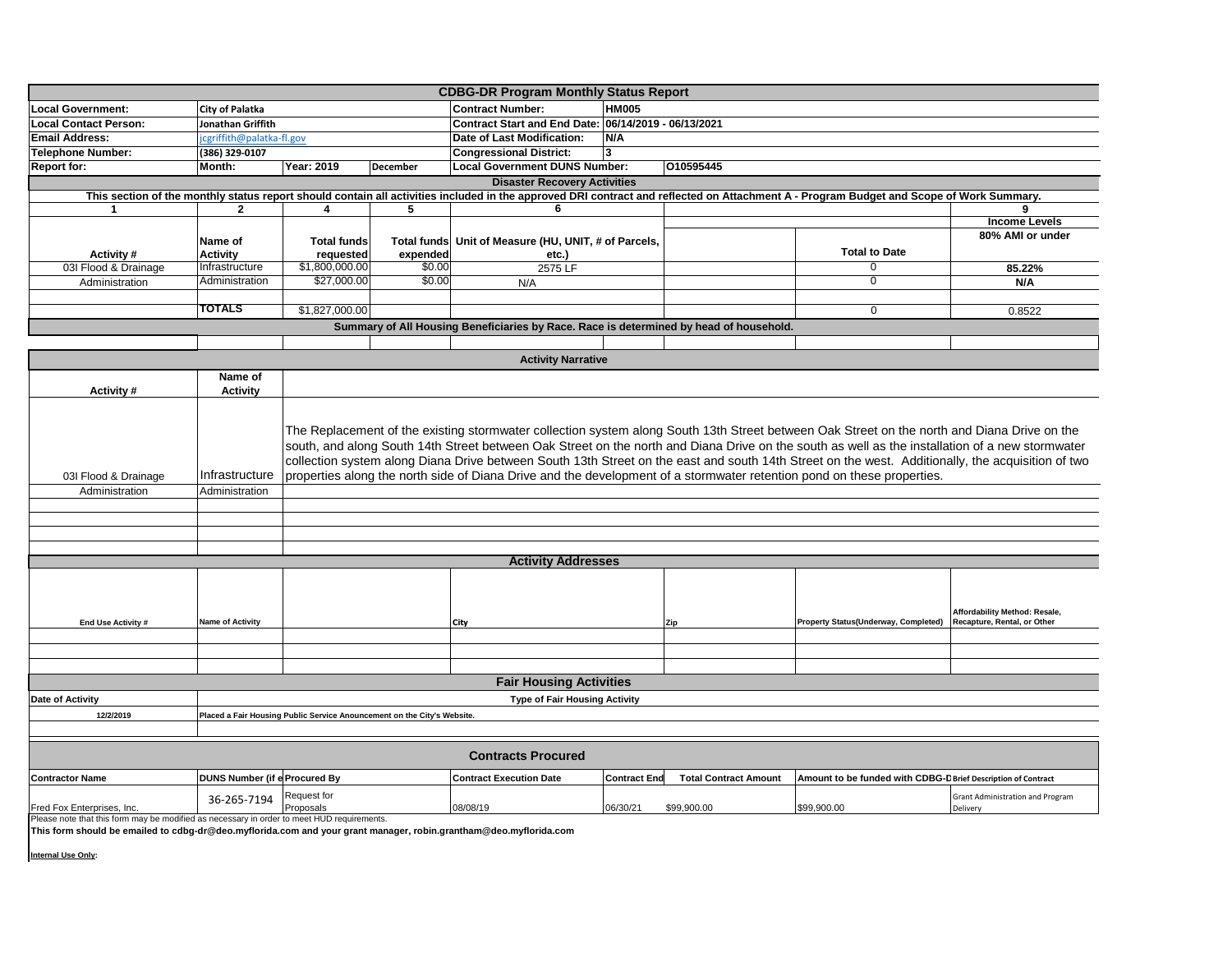# CDBG-DR Program Monthly Status Report

| | | | | | | |
|---|---|---|---|---|---|---|
| **Local Government:** | City of Palatka | | | **Contract Number:** | HM005 | |
| **Local Contact Person:** | Jonathan Griffith | | | **Contract Start and End Date:** | 06/14/2019 - 06/13/2021 | |
| **Email Address:** | jcgriffith@palatka-fl.gov | | | **Date of Last Modification:** | N/A | |
| **Telephone Number:** | (386) 329-0107 | | | **Congressional District:** | 3 | |
| **Report for:** | Month: | Year: 2019 | December | **Local Government DUNS Number:** | | O10595445 |

## Disaster Recovery Activities

**This section of the monthly status report should contain all activities included in the approved DRI contract and reflected on Attachment A - Program Budget and Scope of Work Summary.**

| 1 | 2 | 4 | 5 | 6 | | | 9 |
|---|---|---|---|---|---|---|---|
| | | | | | | | **Income Levels** |
| **Activity #** | **Name of Activity** | **Total funds requested** | **Total funds expended** | **Unit of Measure (HU, UNIT, # of Parcels, etc.)** | | **Total to Date** | **80% AMI or under** |
| 03I Flood & Drainage | Infrastructure | $1,800,000.00 | $0.00 | 2575 LF | | 0 | **85.22%** |
| Administration | Administration | $27,000.00 | $0.00 | N/A | | 0 | **N/A** |
| | | | | | | | |
| | **TOTALS** | $1,827,000.00 | | | | 0 | 0.8522 |

## Summary of All Housing Beneficiaries by Race. Race is determined by head of household.

## Activity Narrative

| Activity # | Name of Activity | |
|---|---|---|
| 03I Flood & Drainage | Infrastructure | The Replacement of the existing stormwater collection system along South 13th Street between Oak Street on the north and Diana Drive on the south, and along South 14th Street between Oak Street on the north and Diana Drive on the south as well as the installation of a new stormwater collection system along Diana Drive between South 13th Street on the east and south 14th Street on the west. Additionally, the acquisition of two properties along the north side of Diana Drive and the development of a stormwater retention pond on these properties. |
| Administration | Administration | |

## Activity Addresses

| End Use Activity # | Name of Activity | | City | Zip | Property Status(Underway, Completed) | Affordability Method: Resale, Recapture, Rental, or Other |
|---|---|---|---|---|---|---|
| | | | | | | |

## Fair Housing Activities

| Date of Activity | Type of Fair Housing Activity |
|---|---|
| 12/2/2019 | Placed a Fair Housing Public Service Anouncement on the City's Website. |

## Contracts Procured

| Contractor Name | DUNS Number (if e | Procured By | Contract Execution Date | Contract End | Total Contract Amount | Amount to be funded with CDBG-D | Brief Description of Contract |
|---|---|---|---|---|---|---|---|
| Fred Fox Enterprises, Inc. | 36-265-7194 | Request for Proposals | 08/08/19 | 06/30/21 | $99,900.00 | $99,900.00 | Grant Administration and Program Delivery |

Please note that this form may be modified as necessary in order to meet HUD requirements.

**This form should be emailed to cdbg-dr@deo.myflorida.com and your grant manager, robin.grantham@deo.myflorida.com**

**Internal Use Only:**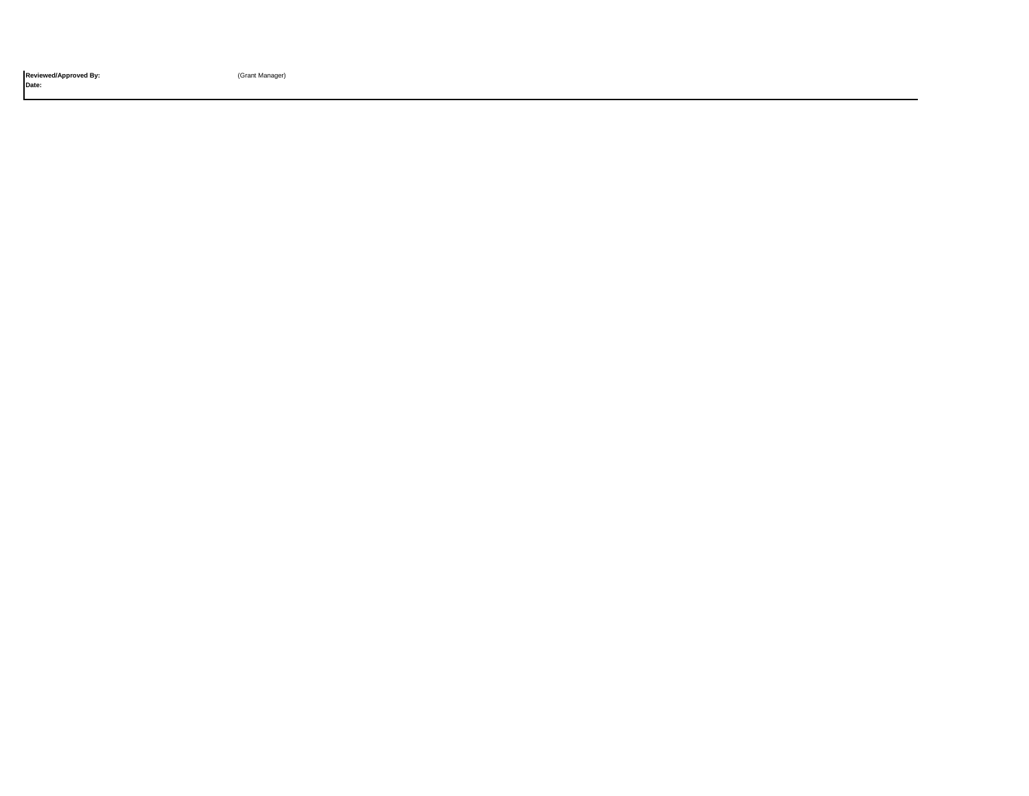**Reviewed/Approved By:** (Grant Manager)

**Date:**